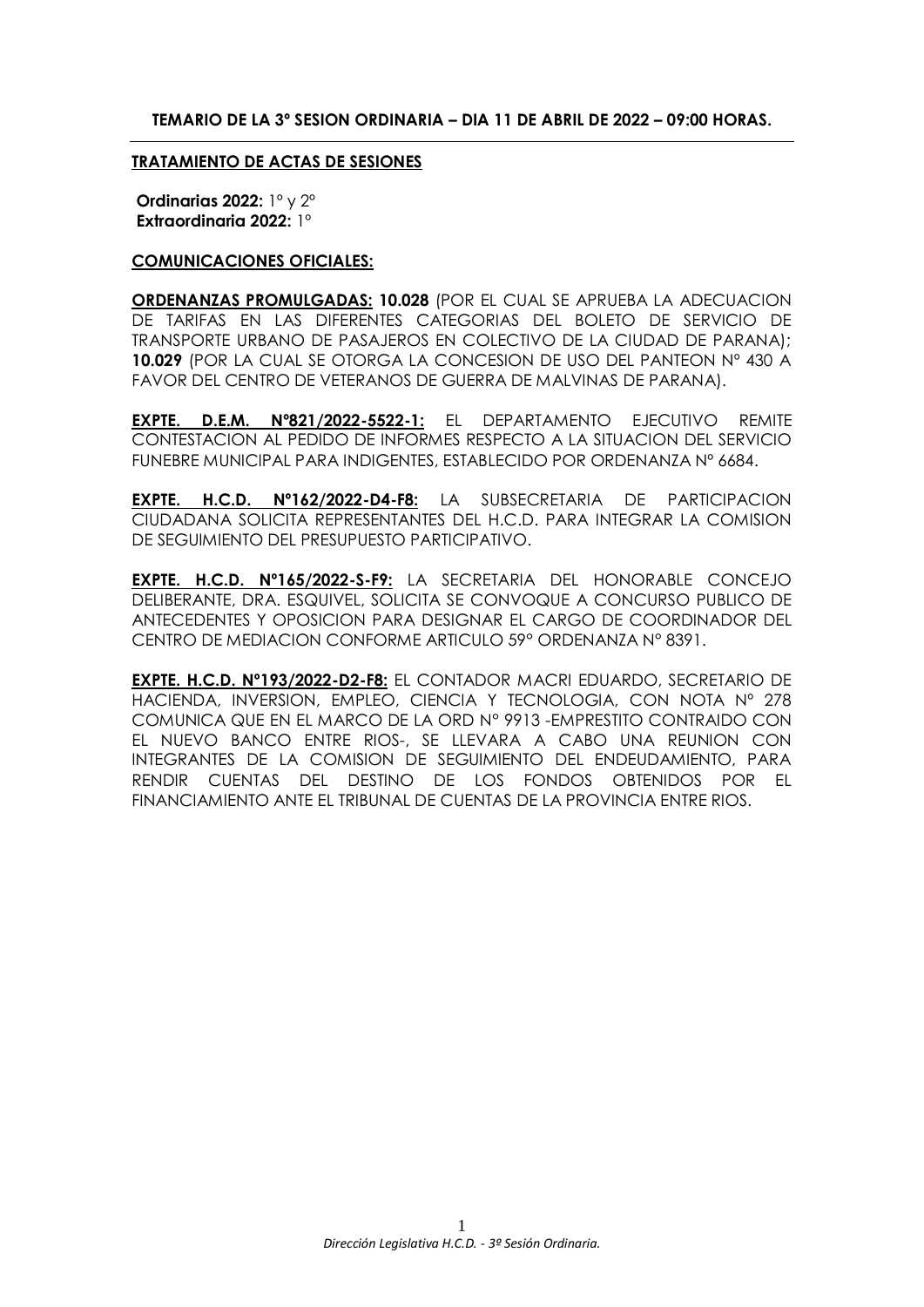**TEMARIO DE LA 3º SESION ORDINARIA – DIA 11 DE ABRIL DE 2022 – 09:00 HORAS.**

**TRATAMIENTO DE ACTAS DE SESIONES**

**Ordinarias 2022:** 1º y 2º
**Extraordinaria 2022:** 1º

**COMUNICACIONES OFICIALES:**

**ORDENANZAS PROMULGADAS: 10.028** (POR EL CUAL SE APRUEBA LA ADECUACION DE TARIFAS EN LAS DIFERENTES CATEGORIAS DEL BOLETO DE SERVICIO DE TRANSPORTE URBANO DE PASAJEROS EN COLECTIVO DE LA CIUDAD DE PARANA); **10.029** (POR LA CUAL SE OTORGA LA CONCESION DE USO DEL PANTEON Nº 430 A FAVOR DEL CENTRO DE VETERANOS DE GUERRA DE MALVINAS DE PARANA).

**EXPTE. D.E.M. Nº821/2022-5522-1:** EL DEPARTAMENTO EJECUTIVO REMITE CONTESTACION AL PEDIDO DE INFORMES RESPECTO A LA SITUACION DEL SERVICIO FUNEBRE MUNICIPAL PARA INDIGENTES, ESTABLECIDO POR ORDENANZA Nº 6684.

**EXPTE. H.C.D. Nº162/2022-D4-F8:** LA SUBSECRETARIA DE PARTICIPACION CIUDADANA SOLICITA REPRESENTANTES DEL H.C.D. PARA INTEGRAR LA COMISION DE SEGUIMIENTO DEL PRESUPUESTO PARTICIPATIVO.

**EXPTE. H.C.D. Nº165/2022-S-F9:** LA SECRETARIA DEL HONORABLE CONCEJO DELIBERANTE, DRA. ESQUIVEL, SOLICITA SE CONVOQUE A CONCURSO PUBLICO DE ANTECEDENTES Y OPOSICION PARA DESIGNAR EL CARGO DE COORDINADOR DEL CENTRO DE MEDIACION CONFORME ARTICULO 59º ORDENANZA Nº 8391.

**EXPTE. H.C.D. Nº193/2022-D2-F8:** EL CONTADOR MACRI EDUARDO, SECRETARIO DE HACIENDA, INVERSION, EMPLEO, CIENCIA Y TECNOLOGIA, CON NOTA Nº 278 COMUNICA QUE EN EL MARCO DE LA ORD Nº 9913 -EMPRESTITO CONTRAIDO CON EL NUEVO BANCO ENTRE RIOS-, SE LLEVARA A CABO UNA REUNION CON INTEGRANTES DE LA COMISION DE SEGUIMIENTO DEL ENDEUDAMIENTO, PARA RENDIR CUENTAS DEL DESTINO DE LOS FONDOS OBTENIDOS POR EL FINANCIAMIENTO ANTE EL TRIBUNAL DE CUENTAS DE LA PROVINCIA ENTRE RIOS.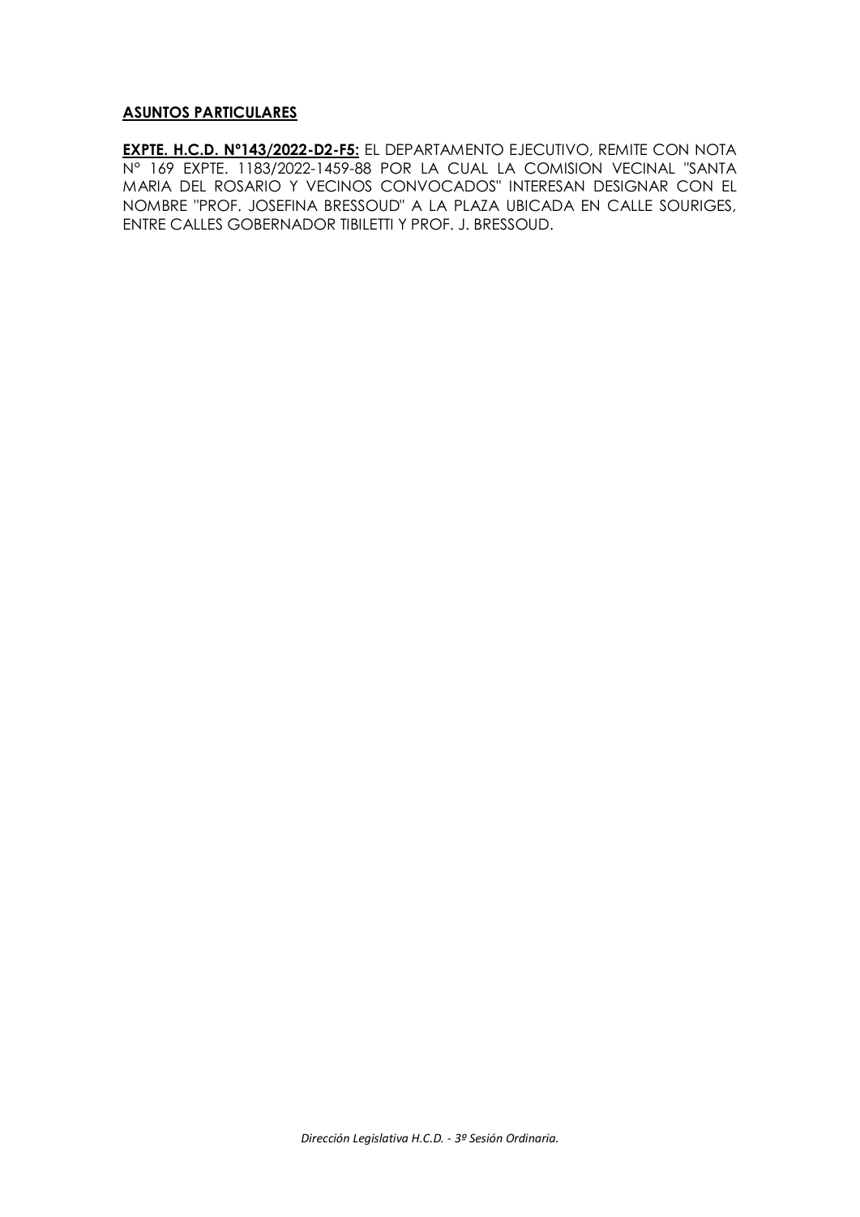**ASUNTOS PARTICULARES**

**EXPTE. H.C.D. N°143/2022-D2-F5:** EL DEPARTAMENTO EJECUTIVO, REMITE CON NOTA N° 169 EXPTE. 1183/2022-1459-88 POR LA CUAL LA COMISION VECINAL "SANTA MARIA DEL ROSARIO Y VECINOS CONVOCADOS" INTERESAN DESIGNAR CON EL NOMBRE "PROF. JOSEFINA BRESSOUD" A LA PLAZA UBICADA EN CALLE SOURIGES, ENTRE CALLES GOBERNADOR TIBILETTI Y PROF. J. BRESSOUD.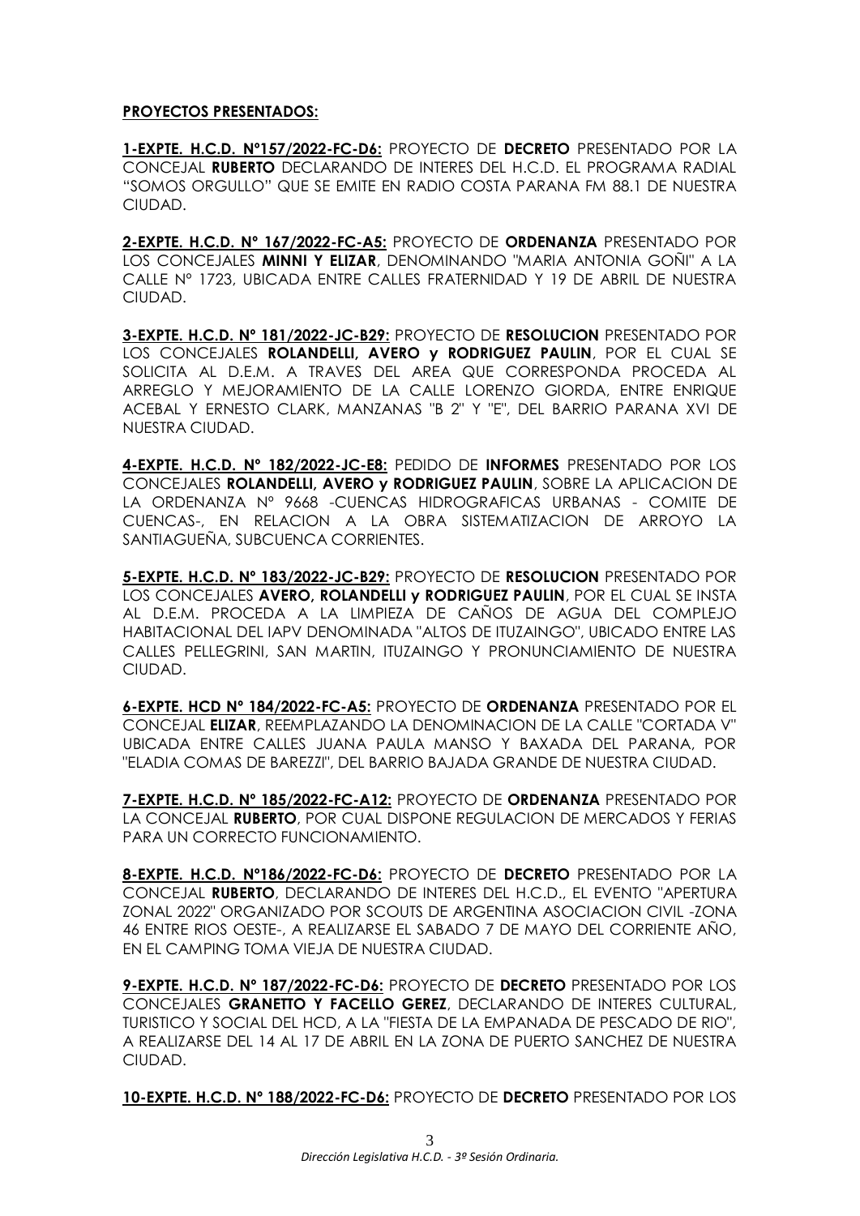**PROYECTOS PRESENTADOS:**

**1-EXPTE. H.C.D. Nº157/2022-FC-D6:** PROYECTO DE **DECRETO** PRESENTADO POR LA CONCEJAL **RUBERTO** DECLARANDO DE INTERES DEL H.C.D. EL PROGRAMA RADIAL "SOMOS ORGULLO" QUE SE EMITE EN RADIO COSTA PARANA FM 88.1 DE NUESTRA CIUDAD.

**2-EXPTE. H.C.D. Nº 167/2022-FC-A5:** PROYECTO DE **ORDENANZA** PRESENTADO POR LOS CONCEJALES **MINNI Y ELIZAR**, DENOMINANDO "MARIA ANTONIA GOÑI" A LA CALLE Nº 1723, UBICADA ENTRE CALLES FRATERNIDAD Y 19 DE ABRIL DE NUESTRA CIUDAD.

**3-EXPTE. H.C.D. Nº 181/2022-JC-B29:** PROYECTO DE **RESOLUCION** PRESENTADO POR LOS CONCEJALES **ROLANDELLI, AVERO y RODRIGUEZ PAULIN**, POR EL CUAL SE SOLICITA AL D.E.M. A TRAVES DEL AREA QUE CORRESPONDA PROCEDA AL ARREGLO Y MEJORAMIENTO DE LA CALLE LORENZO GIORDA, ENTRE ENRIQUE ACEBAL Y ERNESTO CLARK, MANZANAS "B 2" Y "E", DEL BARRIO PARANA XVI DE NUESTRA CIUDAD.

**4-EXPTE. H.C.D. Nº 182/2022-JC-E8:** PEDIDO DE **INFORMES** PRESENTADO POR LOS CONCEJALES **ROLANDELLI, AVERO y RODRIGUEZ PAULIN**, SOBRE LA APLICACION DE LA ORDENANZA Nº 9668 -CUENCAS HIDROGRAFICAS URBANAS - COMITE DE CUENCAS-, EN RELACION A LA OBRA SISTEMATIZACION DE ARROYO LA SANTIAGUEÑA, SUBCUENCA CORRIENTES.

**5-EXPTE. H.C.D. Nº 183/2022-JC-B29:** PROYECTO DE **RESOLUCION** PRESENTADO POR LOS CONCEJALES **AVERO, ROLANDELLI y RODRIGUEZ PAULIN**, POR EL CUAL SE INSTA AL D.E.M. PROCEDA A LA LIMPIEZA DE CAÑOS DE AGUA DEL COMPLEJO HABITACIONAL DEL IAPV DENOMINADA "ALTOS DE ITUZAINGO", UBICADO ENTRE LAS CALLES PELLEGRINI, SAN MARTIN, ITUZAINGO Y PRONUNCIAMIENTO DE NUESTRA CIUDAD.

**6-EXPTE. HCD Nº 184/2022-FC-A5:** PROYECTO DE **ORDENANZA** PRESENTADO POR EL CONCEJAL **ELIZAR**, REEMPLAZANDO LA DENOMINACION DE LA CALLE "CORTADA V" UBICADA ENTRE CALLES JUANA PAULA MANSO Y BAXADA DEL PARANA, POR "ELADIA COMAS DE BAREZZI", DEL BARRIO BAJADA GRANDE DE NUESTRA CIUDAD.

**7-EXPTE. H.C.D. Nº 185/2022-FC-A12:** PROYECTO DE **ORDENANZA** PRESENTADO POR LA CONCEJAL **RUBERTO**, POR CUAL DISPONE REGULACION DE MERCADOS Y FERIAS PARA UN CORRECTO FUNCIONAMIENTO.

**8-EXPTE. H.C.D. Nº186/2022-FC-D6:** PROYECTO DE **DECRETO** PRESENTADO POR LA CONCEJAL **RUBERTO**, DECLARANDO DE INTERES DEL H.C.D., EL EVENTO "APERTURA ZONAL 2022" ORGANIZADO POR SCOUTS DE ARGENTINA ASOCIACION CIVIL -ZONA 46 ENTRE RIOS OESTE-, A REALIZARSE EL SABADO 7 DE MAYO DEL CORRIENTE AÑO, EN EL CAMPING TOMA VIEJA DE NUESTRA CIUDAD.

**9-EXPTE. H.C.D. Nº 187/2022-FC-D6:** PROYECTO DE **DECRETO** PRESENTADO POR LOS CONCEJALES **GRANETTO Y FACELLO GEREZ**, DECLARANDO DE INTERES CULTURAL, TURISTICO Y SOCIAL DEL HCD, A LA "FIESTA DE LA EMPANADA DE PESCADO DE RIO", A REALIZARSE DEL 14 AL 17 DE ABRIL EN LA ZONA DE PUERTO SANCHEZ DE NUESTRA CIUDAD.

**10-EXPTE. H.C.D. Nº 188/2022-FC-D6:** PROYECTO DE **DECRETO** PRESENTADO POR LOS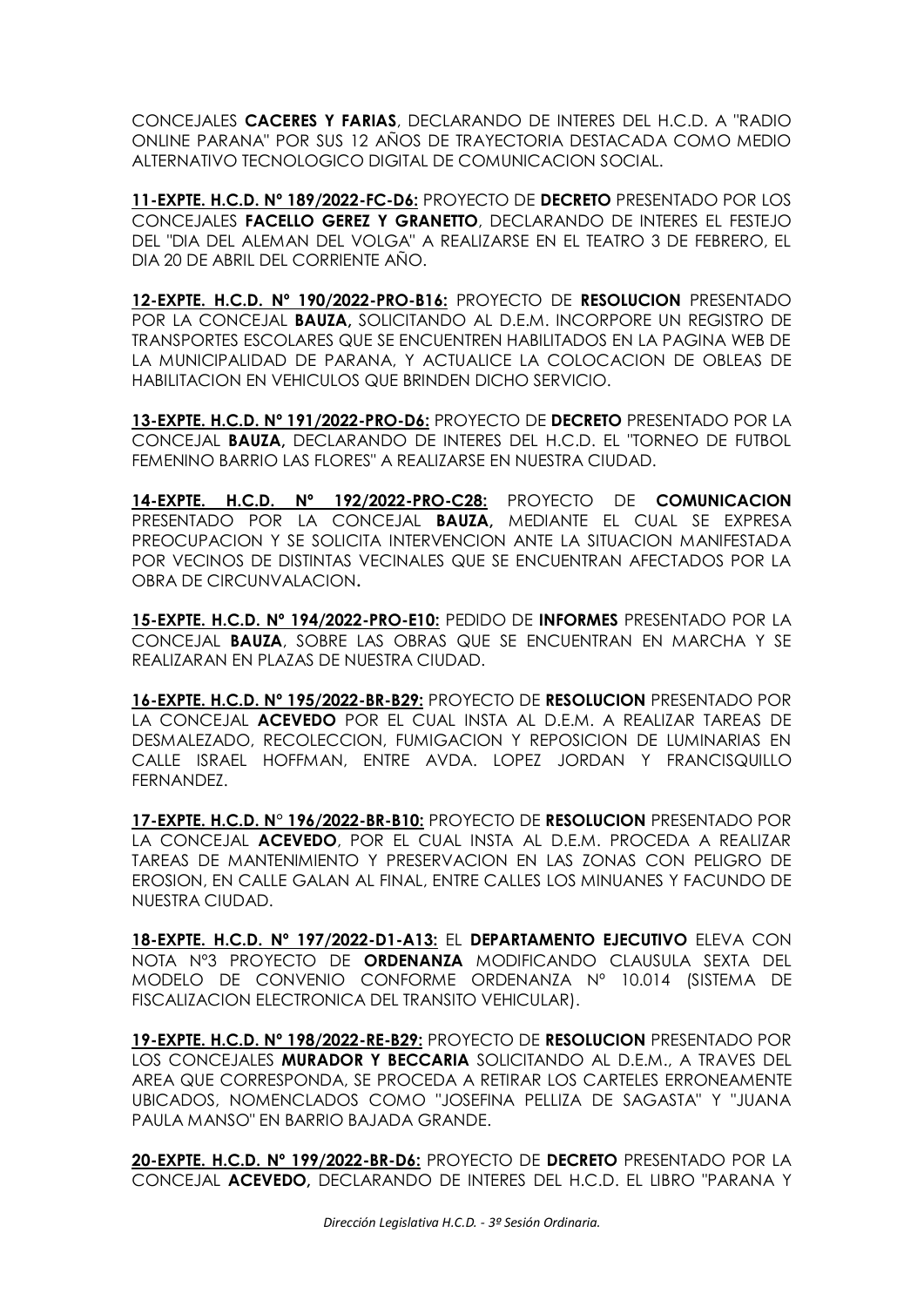CONCEJALES **CACERES Y FARIAS**, DECLARANDO DE INTERES DEL H.C.D. A "RADIO ONLINE PARANA" POR SUS 12 AÑOS DE TRAYECTORIA DESTACADA COMO MEDIO ALTERNATIVO TECNOLOGICO DIGITAL DE COMUNICACION SOCIAL.

**11-EXPTE. H.C.D. Nº 189/2022-FC-D6:** PROYECTO DE **DECRETO** PRESENTADO POR LOS CONCEJALES **FACELLO GEREZ Y GRANETTO**, DECLARANDO DE INTERES EL FESTEJO DEL "DIA DEL ALEMAN DEL VOLGA" A REALIZARSE EN EL TEATRO 3 DE FEBRERO, EL DIA 20 DE ABRIL DEL CORRIENTE AÑO.

**12-EXPTE. H.C.D. Nº 190/2022-PRO-B16:** PROYECTO DE **RESOLUCION** PRESENTADO POR LA CONCEJAL **BAUZA,** SOLICITANDO AL D.E.M. INCORPORE UN REGISTRO DE TRANSPORTES ESCOLARES QUE SE ENCUENTREN HABILITADOS EN LA PAGINA WEB DE LA MUNICIPALIDAD DE PARANA, Y ACTUALICE LA COLOCACION DE OBLEAS DE HABILITACION EN VEHICULOS QUE BRINDEN DICHO SERVICIO.

**13-EXPTE. H.C.D. Nº 191/2022-PRO-D6:** PROYECTO DE **DECRETO** PRESENTADO POR LA CONCEJAL **BAUZA,** DECLARANDO DE INTERES DEL H.C.D. EL "TORNEO DE FUTBOL FEMENINO BARRIO LAS FLORES" A REALIZARSE EN NUESTRA CIUDAD.

**14-EXPTE. H.C.D. Nº 192/2022-PRO-C28:** PROYECTO DE **COMUNICACION** PRESENTADO POR LA CONCEJAL **BAUZA,** MEDIANTE EL CUAL SE EXPRESA PREOCUPACION Y SE SOLICITA INTERVENCION ANTE LA SITUACION MANIFESTADA POR VECINOS DE DISTINTAS VECINALES QUE SE ENCUENTRAN AFECTADOS POR LA OBRA DE CIRCUNVALACION**.**

**15-EXPTE. H.C.D. Nº 194/2022-PRO-E10:** PEDIDO DE **INFORMES** PRESENTADO POR LA CONCEJAL **BAUZA**, SOBRE LAS OBRAS QUE SE ENCUENTRAN EN MARCHA Y SE REALIZARAN EN PLAZAS DE NUESTRA CIUDAD.

**16-EXPTE. H.C.D. Nº 195/2022-BR-B29:** PROYECTO DE **RESOLUCION** PRESENTADO POR LA CONCEJAL **ACEVEDO** POR EL CUAL INSTA AL D.E.M. A REALIZAR TAREAS DE DESMALEZADO, RECOLECCION, FUMIGACION Y REPOSICION DE LUMINARIAS EN CALLE ISRAEL HOFFMAN, ENTRE AVDA. LOPEZ JORDAN Y FRANCISQUILLO FERNANDEZ.

**17-EXPTE. H.C.D. N° 196/2022-BR-B10:** PROYECTO DE **RESOLUCION** PRESENTADO POR LA CONCEJAL **ACEVEDO**, POR EL CUAL INSTA AL D.E.M. PROCEDA A REALIZAR TAREAS DE MANTENIMIENTO Y PRESERVACION EN LAS ZONAS CON PELIGRO DE EROSION, EN CALLE GALAN AL FINAL, ENTRE CALLES LOS MINUANES Y FACUNDO DE NUESTRA CIUDAD.

**18-EXPTE. H.C.D. Nº 197/2022-D1-A13:** EL **DEPARTAMENTO EJECUTIVO** ELEVA CON NOTA Nº3 PROYECTO DE **ORDENANZA** MODIFICANDO CLAUSULA SEXTA DEL MODELO DE CONVENIO CONFORME ORDENANZA Nº 10.014 (SISTEMA DE FISCALIZACION ELECTRONICA DEL TRANSITO VEHICULAR).

**19-EXPTE. H.C.D. Nº 198/2022-RE-B29:** PROYECTO DE **RESOLUCION** PRESENTADO POR LOS CONCEJALES **MURADOR Y BECCARIA** SOLICITANDO AL D.E.M., A TRAVES DEL AREA QUE CORRESPONDA, SE PROCEDA A RETIRAR LOS CARTELES ERRONEAMENTE UBICADOS, NOMENCLADOS COMO "JOSEFINA PELLIZA DE SAGASTA" Y "JUANA PAULA MANSO" EN BARRIO BAJADA GRANDE.

**20-EXPTE. H.C.D. Nº 199/2022-BR-D6:** PROYECTO DE **DECRETO** PRESENTADO POR LA CONCEJAL **ACEVEDO,** DECLARANDO DE INTERES DEL H.C.D. EL LIBRO "PARANA Y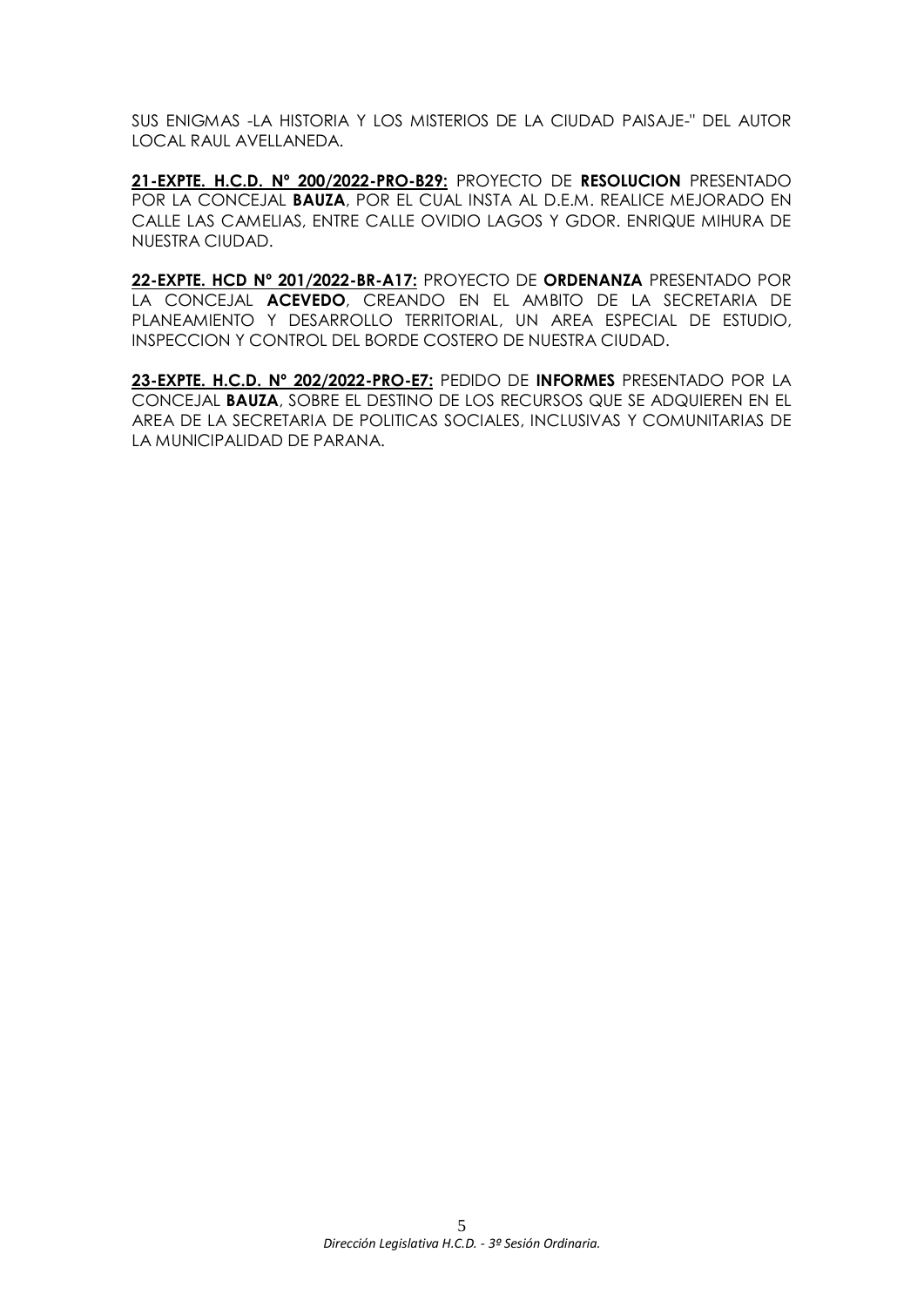SUS ENIGMAS -LA HISTORIA Y LOS MISTERIOS DE LA CIUDAD PAISAJE-" DEL AUTOR LOCAL RAUL AVELLANEDA.

**21-EXPTE. H.C.D. Nº 200/2022-PRO-B29:** PROYECTO DE **RESOLUCION** PRESENTADO POR LA CONCEJAL **BAUZA**, POR EL CUAL INSTA AL D.E.M. REALICE MEJORADO EN CALLE LAS CAMELIAS, ENTRE CALLE OVIDIO LAGOS Y GDOR. ENRIQUE MIHURA DE NUESTRA CIUDAD.

**22-EXPTE. HCD Nº 201/2022-BR-A17:** PROYECTO DE **ORDENANZA** PRESENTADO POR LA CONCEJAL **ACEVEDO**, CREANDO EN EL AMBITO DE LA SECRETARIA DE PLANEAMIENTO Y DESARROLLO TERRITORIAL, UN AREA ESPECIAL DE ESTUDIO, INSPECCION Y CONTROL DEL BORDE COSTERO DE NUESTRA CIUDAD.

**23-EXPTE. H.C.D. Nº 202/2022-PRO-E7:** PEDIDO DE **INFORMES** PRESENTADO POR LA CONCEJAL **BAUZA**, SOBRE EL DESTINO DE LOS RECURSOS QUE SE ADQUIEREN EN EL AREA DE LA SECRETARIA DE POLITICAS SOCIALES, INCLUSIVAS Y COMUNITARIAS DE LA MUNICIPALIDAD DE PARANA.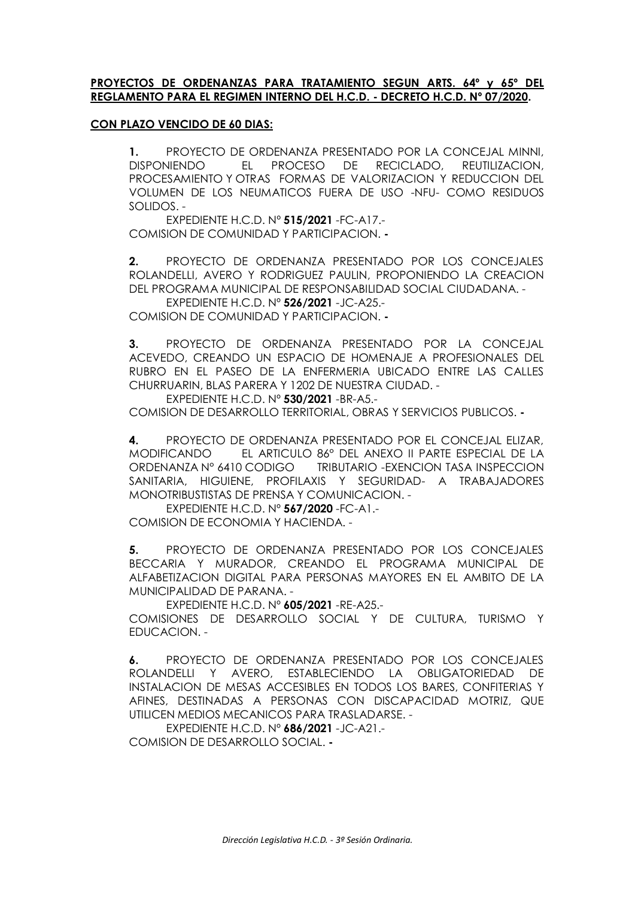**PROYECTOS DE ORDENANZAS PARA TRATAMIENTO SEGUN ARTS. 64º y 65º DEL REGLAMENTO PARA EL REGIMEN INTERNO DEL H.C.D. - DECRETO H.C.D. Nº 07/2020.**

**CON PLAZO VENCIDO DE 60 DIAS:**

**1.** PROYECTO DE ORDENANZA PRESENTADO POR LA CONCEJAL MINNI, DISPONIENDO EL PROCESO DE RECICLADO, REUTILIZACION, PROCESAMIENTO Y OTRAS FORMAS DE VALORIZACION Y REDUCCION DEL VOLUMEN DE LOS NEUMATICOS FUERA DE USO -NFU- COMO RESIDUOS SOLIDOS. -
EXPEDIENTE H.C.D. Nº **515/2021** -FC-A17.-
COMISION DE COMUNIDAD Y PARTICIPACION. **-**

**2.** PROYECTO DE ORDENANZA PRESENTADO POR LOS CONCEJALES ROLANDELLI, AVERO Y RODRIGUEZ PAULIN, PROPONIENDO LA CREACION DEL PROGRAMA MUNICIPAL DE RESPONSABILIDAD SOCIAL CIUDADANA. -
EXPEDIENTE H.C.D. Nº **526/2021** -JC-A25.-
COMISION DE COMUNIDAD Y PARTICIPACION. **-**

**3.** PROYECTO DE ORDENANZA PRESENTADO POR LA CONCEJAL ACEVEDO, CREANDO UN ESPACIO DE HOMENAJE A PROFESIONALES DEL RUBRO EN EL PASEO DE LA ENFERMERIA UBICADO ENTRE LAS CALLES CHURRUARIN, BLAS PARERA Y 1202 DE NUESTRA CIUDAD. -
EXPEDIENTE H.C.D. Nº **530/2021** -BR-A5.-
COMISION DE DESARROLLO TERRITORIAL, OBRAS Y SERVICIOS PUBLICOS. **-**

**4.** PROYECTO DE ORDENANZA PRESENTADO POR EL CONCEJAL ELIZAR, MODIFICANDO EL ARTICULO 86º DEL ANEXO II PARTE ESPECIAL DE LA ORDENANZA Nº 6410 CODIGO TRIBUTARIO -EXENCION TASA INSPECCION SANITARIA, HIGUIENE, PROFILAXIS Y SEGURIDAD- A TRABAJADORES MONOTRIBUSTISTAS DE PRENSA Y COMUNICACION. -
EXPEDIENTE H.C.D. Nº **567/2020** -FC-A1.-
COMISION DE ECONOMIA Y HACIENDA. -

**5.** PROYECTO DE ORDENANZA PRESENTADO POR LOS CONCEJALES BECCARIA Y MURADOR, CREANDO EL PROGRAMA MUNICIPAL DE ALFABETIZACION DIGITAL PARA PERSONAS MAYORES EN EL AMBITO DE LA MUNICIPALIDAD DE PARANA. -
EXPEDIENTE H.C.D. Nº **605/2021** -RE-A25.-
COMISIONES DE DESARROLLO SOCIAL Y DE CULTURA, TURISMO Y EDUCACION. -

**6.** PROYECTO DE ORDENANZA PRESENTADO POR LOS CONCEJALES ROLANDELLI Y AVERO, ESTABLECIENDO LA OBLIGATORIEDAD DE INSTALACION DE MESAS ACCESIBLES EN TODOS LOS BARES, CONFITERIAS Y AFINES, DESTINADAS A PERSONAS CON DISCAPACIDAD MOTRIZ, QUE UTILICEN MEDIOS MECANICOS PARA TRASLADARSE. -
EXPEDIENTE H.C.D. Nº **686/2021** -JC-A21.-
COMISION DE DESARROLLO SOCIAL. **-**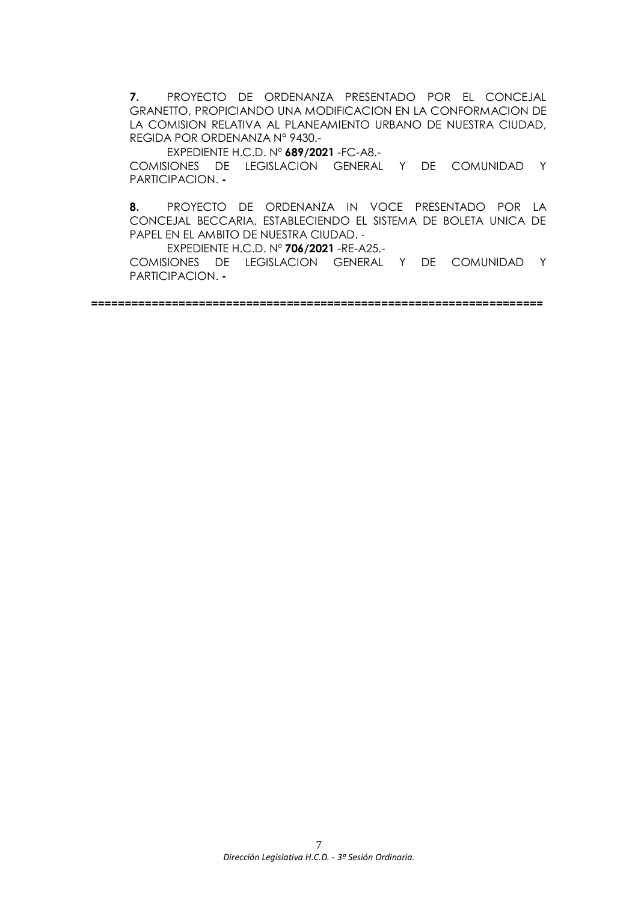**7.** PROYECTO DE ORDENANZA PRESENTADO POR EL CONCEJAL GRANETTO, PROPICIANDO UNA MODIFICACION EN LA CONFORMACION DE LA COMISION RELATIVA AL PLANEAMIENTO URBANO DE NUESTRA CIUDAD, REGIDA POR ORDENANZA Nº 9430.-

EXPEDIENTE H.C.D. Nº **689/2021** -FC-A8.-

COMISIONES DE LEGISLACION GENERAL Y DE COMUNIDAD Y PARTICIPACION. **-**

**8.** PROYECTO DE ORDENANZA IN VOCE PRESENTADO POR LA CONCEJAL BECCARIA, ESTABLECIENDO EL SISTEMA DE BOLETA UNICA DE PAPEL EN EL AMBITO DE NUESTRA CIUDAD. -

EXPEDIENTE H.C.D. Nº **706/2021** -RE-A25.-

COMISIONES DE LEGISLACION GENERAL Y DE COMUNIDAD Y PARTICIPACION. **-**

==================================================================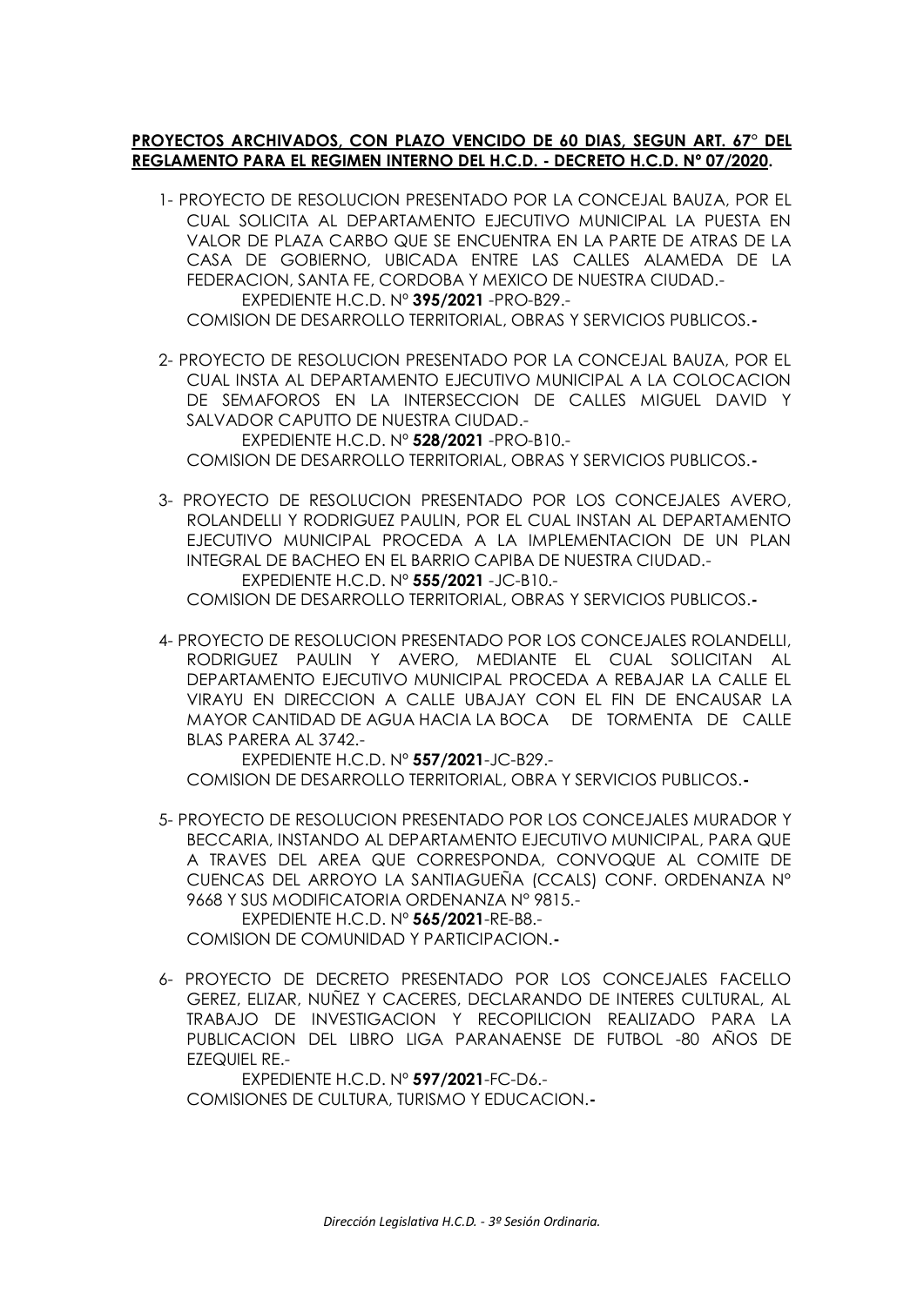**PROYECTOS ARCHIVADOS, CON PLAZO VENCIDO DE 60 DIAS, SEGUN ART. 67° DEL REGLAMENTO PARA EL REGIMEN INTERNO DEL H.C.D. - DECRETO H.C.D. Nº 07/2020.**

1- PROYECTO DE RESOLUCION PRESENTADO POR LA CONCEJAL BAUZA, POR EL CUAL SOLICITA AL DEPARTAMENTO EJECUTIVO MUNICIPAL LA PUESTA EN VALOR DE PLAZA CARBO QUE SE ENCUENTRA EN LA PARTE DE ATRAS DE LA CASA DE GOBIERNO, UBICADA ENTRE LAS CALLES ALAMEDA DE LA FEDERACION, SANTA FE, CORDOBA Y MEXICO DE NUESTRA CIUDAD.-
EXPEDIENTE H.C.D. Nº **395/2021** -PRO-B29.-
COMISION DE DESARROLLO TERRITORIAL, OBRAS Y SERVICIOS PUBLICOS.**-**

2- PROYECTO DE RESOLUCION PRESENTADO POR LA CONCEJAL BAUZA, POR EL CUAL INSTA AL DEPARTAMENTO EJECUTIVO MUNICIPAL A LA COLOCACION DE SEMAFOROS EN LA INTERSECCION DE CALLES MIGUEL DAVID Y SALVADOR CAPUTTO DE NUESTRA CIUDAD.-
EXPEDIENTE H.C.D. Nº **528/2021** -PRO-B10.-
COMISION DE DESARROLLO TERRITORIAL, OBRAS Y SERVICIOS PUBLICOS.**-**

3- PROYECTO DE RESOLUCION PRESENTADO POR LOS CONCEJALES AVERO, ROLANDELLI Y RODRIGUEZ PAULIN, POR EL CUAL INSTAN AL DEPARTAMENTO EJECUTIVO MUNICIPAL PROCEDA A LA IMPLEMENTACION DE UN PLAN INTEGRAL DE BACHEO EN EL BARRIO CAPIBA DE NUESTRA CIUDAD.-
EXPEDIENTE H.C.D. Nº **555/2021** -JC-B10.-
COMISION DE DESARROLLO TERRITORIAL, OBRAS Y SERVICIOS PUBLICOS.**-**

4- PROYECTO DE RESOLUCION PRESENTADO POR LOS CONCEJALES ROLANDELLI, RODRIGUEZ PAULIN Y AVERO, MEDIANTE EL CUAL SOLICITAN AL DEPARTAMENTO EJECUTIVO MUNICIPAL PROCEDA A REBAJAR LA CALLE EL VIRAYU EN DIRECCION A CALLE UBAJAY CON EL FIN DE ENCAUSAR LA MAYOR CANTIDAD DE AGUA HACIA LA BOCA DE TORMENTA DE CALLE BLAS PARERA AL 3742.-
EXPEDIENTE H.C.D. Nº **557/2021**-JC-B29.-
COMISION DE DESARROLLO TERRITORIAL, OBRA Y SERVICIOS PUBLICOS.**-**

5- PROYECTO DE RESOLUCION PRESENTADO POR LOS CONCEJALES MURADOR Y BECCARIA, INSTANDO AL DEPARTAMENTO EJECUTIVO MUNICIPAL, PARA QUE A TRAVES DEL AREA QUE CORRESPONDA, CONVOQUE AL COMITE DE CUENCAS DEL ARROYO LA SANTIAGUEÑA (CCALS) CONF. ORDENANZA Nº 9668 Y SUS MODIFICATORIA ORDENANZA Nº 9815.-
EXPEDIENTE H.C.D. Nº **565/2021**-RE-B8.-
COMISION DE COMUNIDAD Y PARTICIPACION.**-**

6- PROYECTO DE DECRETO PRESENTADO POR LOS CONCEJALES FACELLO GEREZ, ELIZAR, NUÑEZ Y CACERES, DECLARANDO DE INTERES CULTURAL, AL TRABAJO DE INVESTIGACION Y RECOPILICION REALIZADO PARA LA PUBLICACION DEL LIBRO LIGA PARANAENSE DE FUTBOL -80 AÑOS DE EZEQUIEL RE.-
EXPEDIENTE H.C.D. Nº **597/2021**-FC-D6.-
COMISIONES DE CULTURA, TURISMO Y EDUCACION.**-**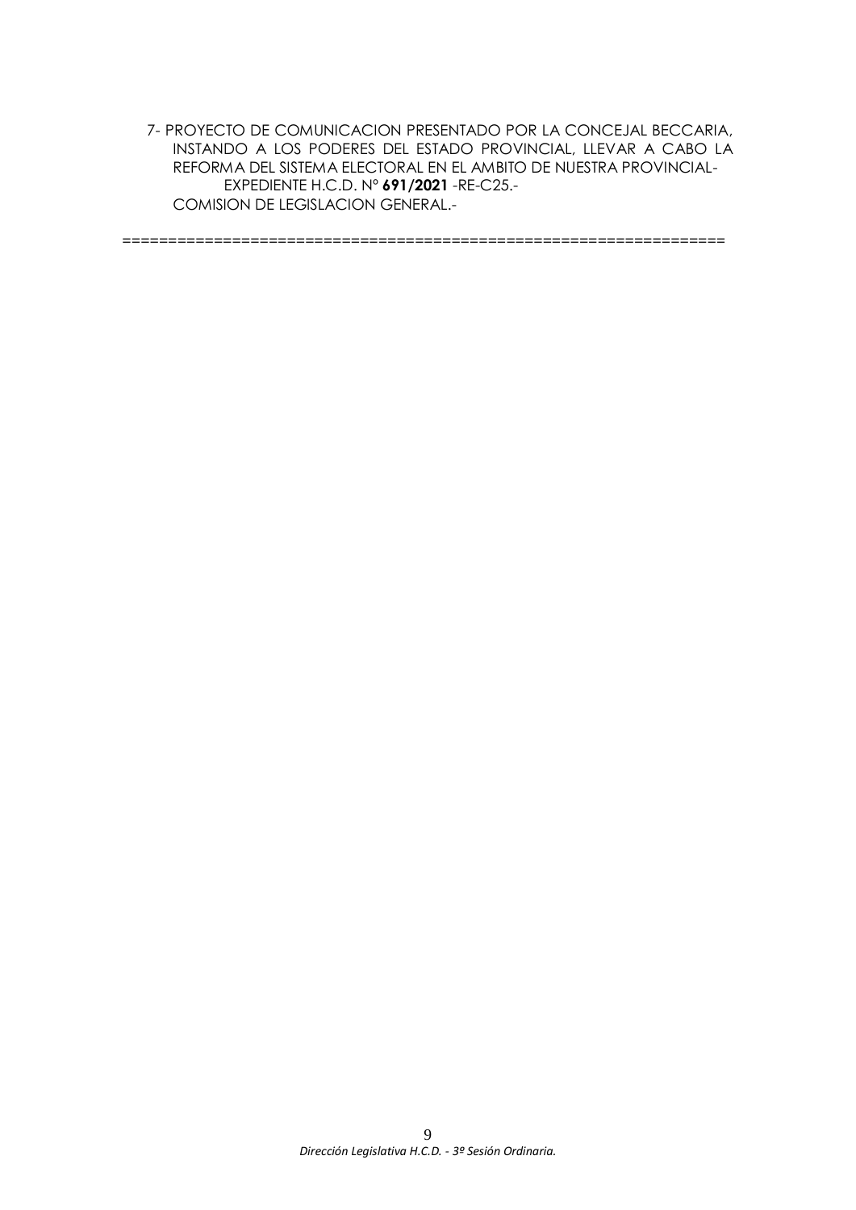7- PROYECTO DE COMUNICACION PRESENTADO POR LA CONCEJAL BECCARIA, INSTANDO A LOS PODERES DEL ESTADO PROVINCIAL, LLEVAR A CABO LA REFORMA DEL SISTEMA ELECTORAL EN EL AMBITO DE NUESTRA PROVINCIAL-
EXPEDIENTE H.C.D. Nº **691/2021** -RE-C25.-
COMISION DE LEGISLACION GENERAL.-

================================================================